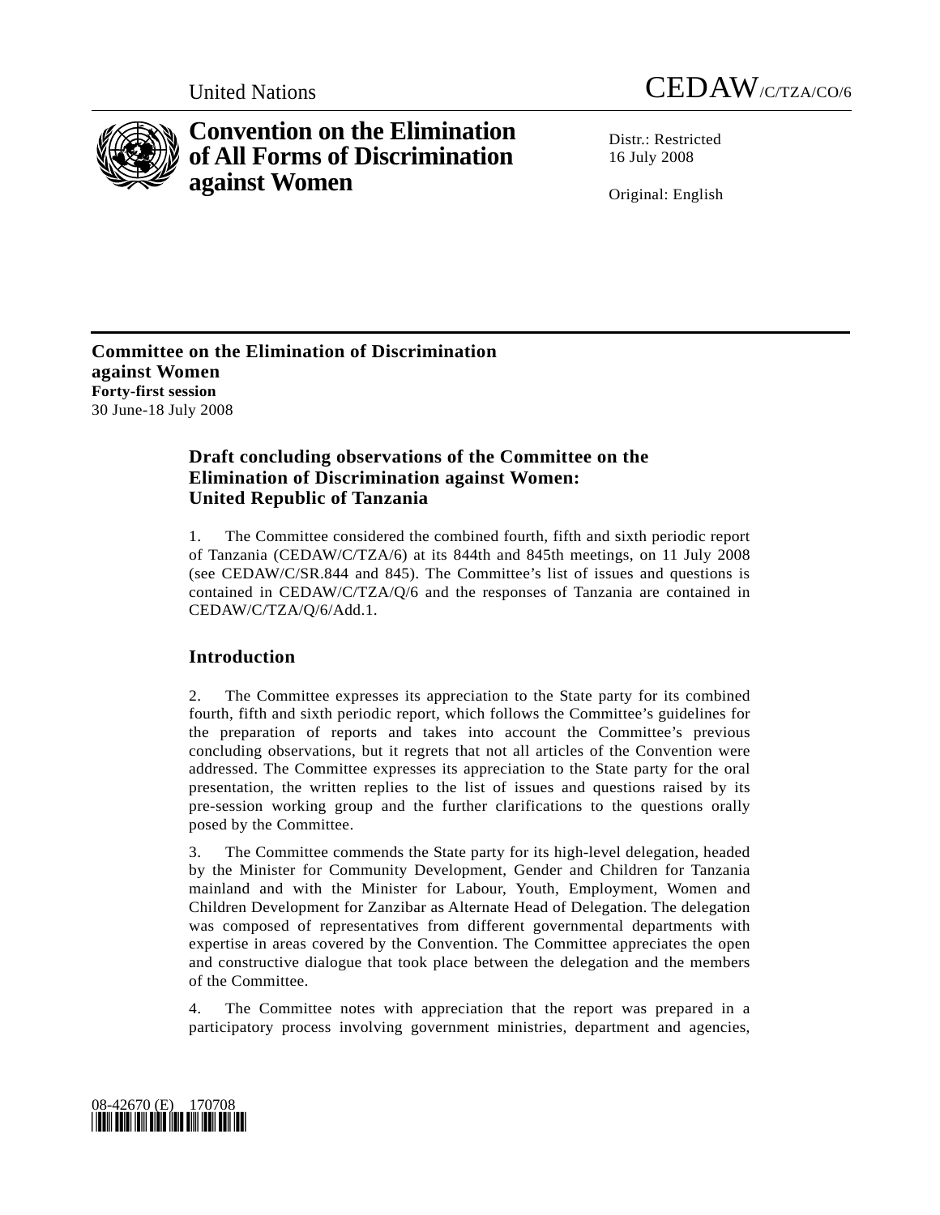United Nations CEDAW/C/TZA/CO/6

# Convention on the Elimination of All Forms of Discrimination against Women

Distr.: Restricted
16 July 2008

Original: English

**Committee on the Elimination of Discrimination against Women**
**Forty-first session**
30 June-18 July 2008

## Draft concluding observations of the Committee on the Elimination of Discrimination against Women: United Republic of Tanzania

1. The Committee considered the combined fourth, fifth and sixth periodic report of Tanzania (CEDAW/C/TZA/6) at its 844th and 845th meetings, on 11 July 2008 (see CEDAW/C/SR.844 and 845). The Committee's list of issues and questions is contained in CEDAW/C/TZA/Q/6 and the responses of Tanzania are contained in CEDAW/C/TZA/Q/6/Add.1.

## Introduction

2. The Committee expresses its appreciation to the State party for its combined fourth, fifth and sixth periodic report, which follows the Committee's guidelines for the preparation of reports and takes into account the Committee's previous concluding observations, but it regrets that not all articles of the Convention were addressed. The Committee expresses its appreciation to the State party for the oral presentation, the written replies to the list of issues and questions raised by its pre-session working group and the further clarifications to the questions orally posed by the Committee.

3. The Committee commends the State party for its high-level delegation, headed by the Minister for Community Development, Gender and Children for Tanzania mainland and with the Minister for Labour, Youth, Employment, Women and Children Development for Zanzibar as Alternate Head of Delegation. The delegation was composed of representatives from different governmental departments with expertise in areas covered by the Convention. The Committee appreciates the open and constructive dialogue that took place between the delegation and the members of the Committee.

4. The Committee notes with appreciation that the report was prepared in a participatory process involving government ministries, department and agencies,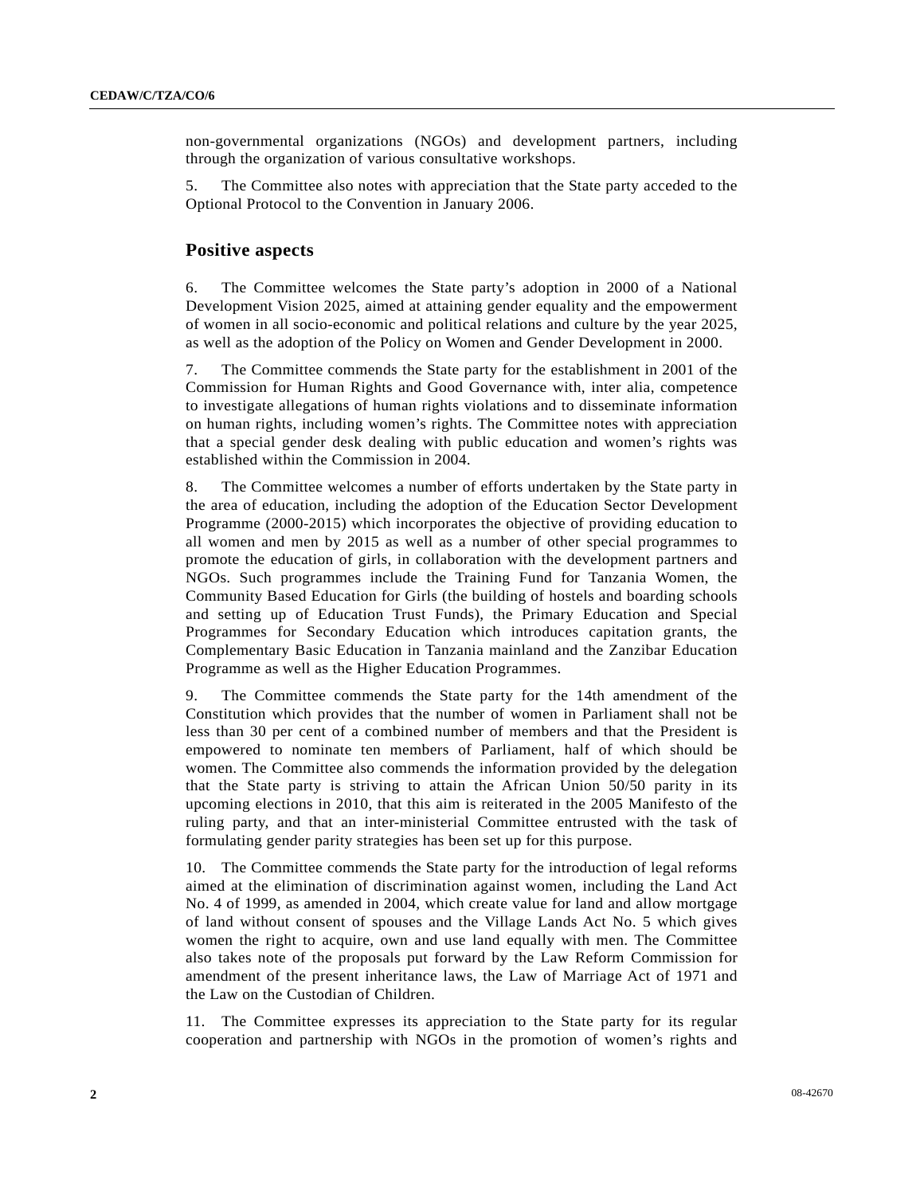non-governmental organizations (NGOs) and development partners, including through the organization of various consultative workshops.

5. The Committee also notes with appreciation that the State party acceded to the Optional Protocol to the Convention in January 2006.

## Positive aspects

6. The Committee welcomes the State party's adoption in 2000 of a National Development Vision 2025, aimed at attaining gender equality and the empowerment of women in all socio-economic and political relations and culture by the year 2025, as well as the adoption of the Policy on Women and Gender Development in 2000.

7. The Committee commends the State party for the establishment in 2001 of the Commission for Human Rights and Good Governance with, inter alia, competence to investigate allegations of human rights violations and to disseminate information on human rights, including women's rights. The Committee notes with appreciation that a special gender desk dealing with public education and women's rights was established within the Commission in 2004.

8. The Committee welcomes a number of efforts undertaken by the State party in the area of education, including the adoption of the Education Sector Development Programme (2000-2015) which incorporates the objective of providing education to all women and men by 2015 as well as a number of other special programmes to promote the education of girls, in collaboration with the development partners and NGOs. Such programmes include the Training Fund for Tanzania Women, the Community Based Education for Girls (the building of hostels and boarding schools and setting up of Education Trust Funds), the Primary Education and Special Programmes for Secondary Education which introduces capitation grants, the Complementary Basic Education in Tanzania mainland and the Zanzibar Education Programme as well as the Higher Education Programmes.

9. The Committee commends the State party for the 14th amendment of the Constitution which provides that the number of women in Parliament shall not be less than 30 per cent of a combined number of members and that the President is empowered to nominate ten members of Parliament, half of which should be women. The Committee also commends the information provided by the delegation that the State party is striving to attain the African Union 50/50 parity in its upcoming elections in 2010, that this aim is reiterated in the 2005 Manifesto of the ruling party, and that an inter-ministerial Committee entrusted with the task of formulating gender parity strategies has been set up for this purpose.

10. The Committee commends the State party for the introduction of legal reforms aimed at the elimination of discrimination against women, including the Land Act No. 4 of 1999, as amended in 2004, which create value for land and allow mortgage of land without consent of spouses and the Village Lands Act No. 5 which gives women the right to acquire, own and use land equally with men. The Committee also takes note of the proposals put forward by the Law Reform Commission for amendment of the present inheritance laws, the Law of Marriage Act of 1971 and the Law on the Custodian of Children.

11. The Committee expresses its appreciation to the State party for its regular cooperation and partnership with NGOs in the promotion of women's rights and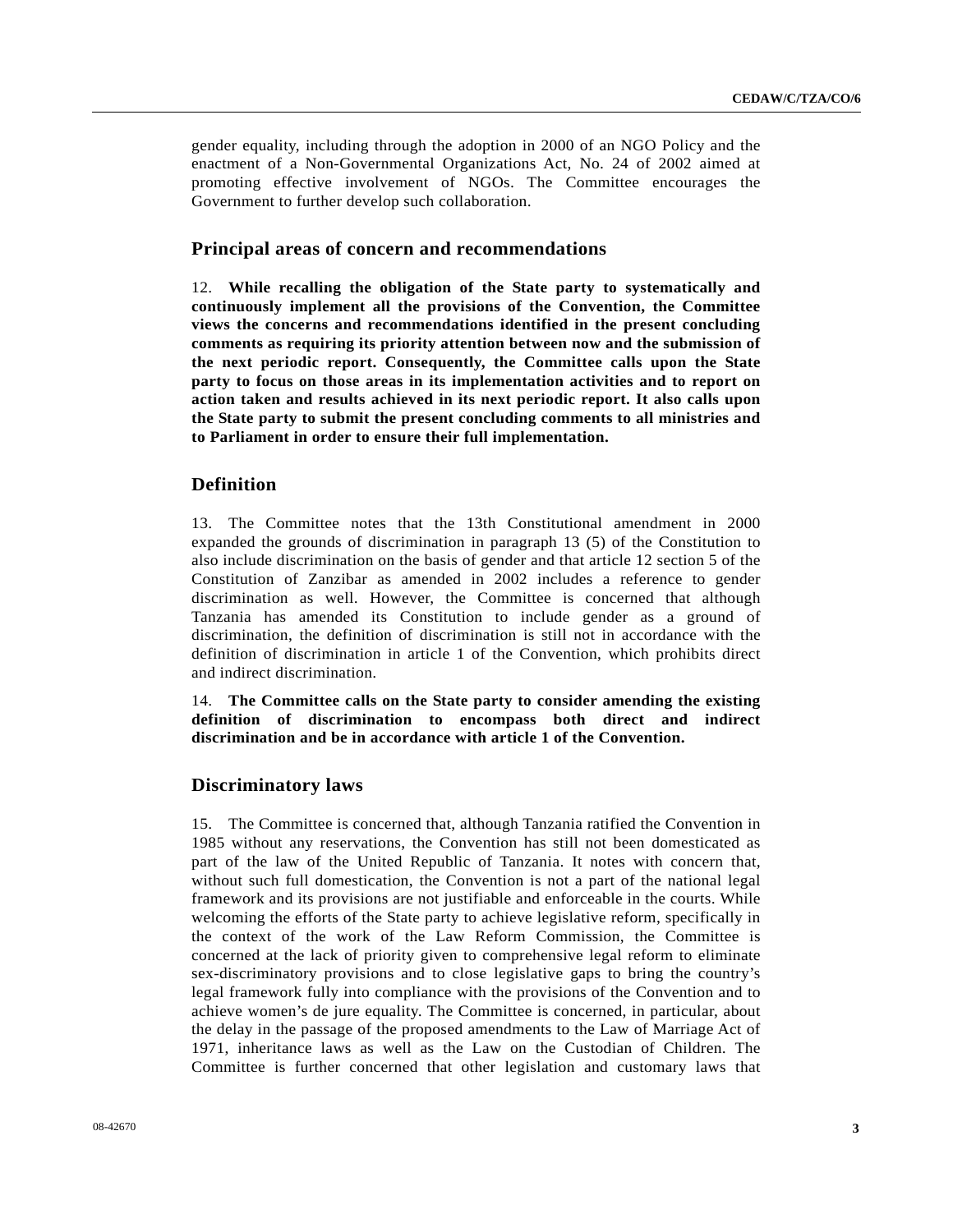gender equality, including through the adoption in 2000 of an NGO Policy and the enactment of a Non-Governmental Organizations Act, No. 24 of 2002 aimed at promoting effective involvement of NGOs. The Committee encourages the Government to further develop such collaboration.

## Principal areas of concern and recommendations

12. **While recalling the obligation of the State party to systematically and continuously implement all the provisions of the Convention, the Committee views the concerns and recommendations identified in the present concluding comments as requiring its priority attention between now and the submission of the next periodic report. Consequently, the Committee calls upon the State party to focus on those areas in its implementation activities and to report on action taken and results achieved in its next periodic report. It also calls upon the State party to submit the present concluding comments to all ministries and to Parliament in order to ensure their full implementation.**

## Definition

13. The Committee notes that the 13th Constitutional amendment in 2000 expanded the grounds of discrimination in paragraph 13 (5) of the Constitution to also include discrimination on the basis of gender and that article 12 section 5 of the Constitution of Zanzibar as amended in 2002 includes a reference to gender discrimination as well. However, the Committee is concerned that although Tanzania has amended its Constitution to include gender as a ground of discrimination, the definition of discrimination is still not in accordance with the definition of discrimination in article 1 of the Convention, which prohibits direct and indirect discrimination.

14. **The Committee calls on the State party to consider amending the existing definition of discrimination to encompass both direct and indirect discrimination and be in accordance with article 1 of the Convention.**

## Discriminatory laws

15. The Committee is concerned that, although Tanzania ratified the Convention in 1985 without any reservations, the Convention has still not been domesticated as part of the law of the United Republic of Tanzania. It notes with concern that, without such full domestication, the Convention is not a part of the national legal framework and its provisions are not justifiable and enforceable in the courts. While welcoming the efforts of the State party to achieve legislative reform, specifically in the context of the work of the Law Reform Commission, the Committee is concerned at the lack of priority given to comprehensive legal reform to eliminate sex-discriminatory provisions and to close legislative gaps to bring the country's legal framework fully into compliance with the provisions of the Convention and to achieve women's de jure equality. The Committee is concerned, in particular, about the delay in the passage of the proposed amendments to the Law of Marriage Act of 1971, inheritance laws as well as the Law on the Custodian of Children. The Committee is further concerned that other legislation and customary laws that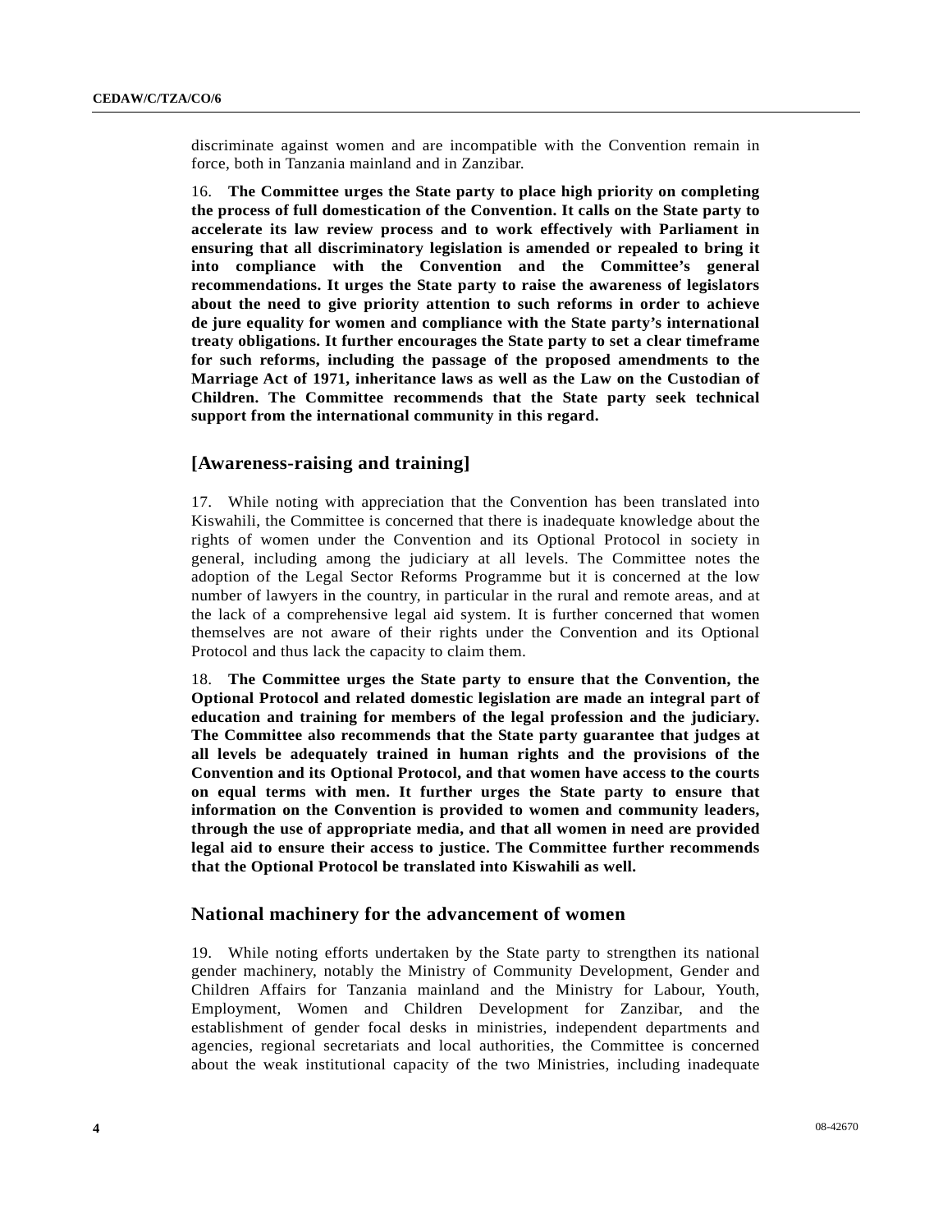discriminate against women and are incompatible with the Convention remain in force, both in Tanzania mainland and in Zanzibar.

16. **The Committee urges the State party to place high priority on completing the process of full domestication of the Convention. It calls on the State party to accelerate its law review process and to work effectively with Parliament in ensuring that all discriminatory legislation is amended or repealed to bring it into compliance with the Convention and the Committee's general recommendations. It urges the State party to raise the awareness of legislators about the need to give priority attention to such reforms in order to achieve de jure equality for women and compliance with the State party's international treaty obligations. It further encourages the State party to set a clear timeframe for such reforms, including the passage of the proposed amendments to the Marriage Act of 1971, inheritance laws as well as the Law on the Custodian of Children. The Committee recommends that the State party seek technical support from the international community in this regard.**

## [Awareness-raising and training]

17. While noting with appreciation that the Convention has been translated into Kiswahili, the Committee is concerned that there is inadequate knowledge about the rights of women under the Convention and its Optional Protocol in society in general, including among the judiciary at all levels. The Committee notes the adoption of the Legal Sector Reforms Programme but it is concerned at the low number of lawyers in the country, in particular in the rural and remote areas, and at the lack of a comprehensive legal aid system. It is further concerned that women themselves are not aware of their rights under the Convention and its Optional Protocol and thus lack the capacity to claim them.

18. **The Committee urges the State party to ensure that the Convention, the Optional Protocol and related domestic legislation are made an integral part of education and training for members of the legal profession and the judiciary. The Committee also recommends that the State party guarantee that judges at all levels be adequately trained in human rights and the provisions of the Convention and its Optional Protocol, and that women have access to the courts on equal terms with men. It further urges the State party to ensure that information on the Convention is provided to women and community leaders, through the use of appropriate media, and that all women in need are provided legal aid to ensure their access to justice. The Committee further recommends that the Optional Protocol be translated into Kiswahili as well.**

## National machinery for the advancement of women

19. While noting efforts undertaken by the State party to strengthen its national gender machinery, notably the Ministry of Community Development, Gender and Children Affairs for Tanzania mainland and the Ministry for Labour, Youth, Employment, Women and Children Development for Zanzibar, and the establishment of gender focal desks in ministries, independent departments and agencies, regional secretariats and local authorities, the Committee is concerned about the weak institutional capacity of the two Ministries, including inadequate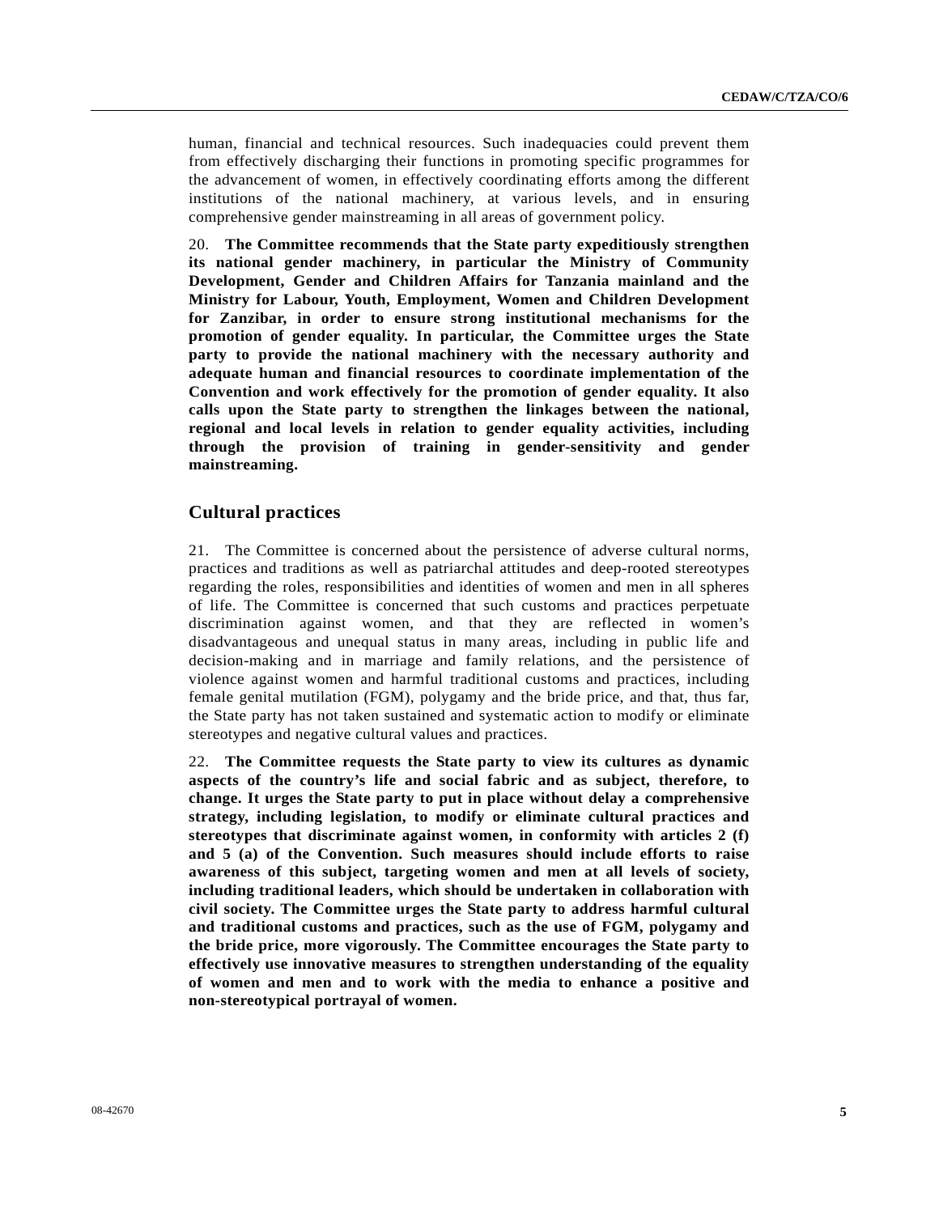human, financial and technical resources. Such inadequacies could prevent them from effectively discharging their functions in promoting specific programmes for the advancement of women, in effectively coordinating efforts among the different institutions of the national machinery, at various levels, and in ensuring comprehensive gender mainstreaming in all areas of government policy.

20. **The Committee recommends that the State party expeditiously strengthen its national gender machinery, in particular the Ministry of Community Development, Gender and Children Affairs for Tanzania mainland and the Ministry for Labour, Youth, Employment, Women and Children Development for Zanzibar, in order to ensure strong institutional mechanisms for the promotion of gender equality. In particular, the Committee urges the State party to provide the national machinery with the necessary authority and adequate human and financial resources to coordinate implementation of the Convention and work effectively for the promotion of gender equality. It also calls upon the State party to strengthen the linkages between the national, regional and local levels in relation to gender equality activities, including through the provision of training in gender-sensitivity and gender mainstreaming.**

## Cultural practices

21. The Committee is concerned about the persistence of adverse cultural norms, practices and traditions as well as patriarchal attitudes and deep-rooted stereotypes regarding the roles, responsibilities and identities of women and men in all spheres of life. The Committee is concerned that such customs and practices perpetuate discrimination against women, and that they are reflected in women's disadvantageous and unequal status in many areas, including in public life and decision-making and in marriage and family relations, and the persistence of violence against women and harmful traditional customs and practices, including female genital mutilation (FGM), polygamy and the bride price, and that, thus far, the State party has not taken sustained and systematic action to modify or eliminate stereotypes and negative cultural values and practices.

22. **The Committee requests the State party to view its cultures as dynamic aspects of the country's life and social fabric and as subject, therefore, to change. It urges the State party to put in place without delay a comprehensive strategy, including legislation, to modify or eliminate cultural practices and stereotypes that discriminate against women, in conformity with articles 2 (f) and 5 (a) of the Convention. Such measures should include efforts to raise awareness of this subject, targeting women and men at all levels of society, including traditional leaders, which should be undertaken in collaboration with civil society. The Committee urges the State party to address harmful cultural and traditional customs and practices, such as the use of FGM, polygamy and the bride price, more vigorously. The Committee encourages the State party to effectively use innovative measures to strengthen understanding of the equality of women and men and to work with the media to enhance a positive and non-stereotypical portrayal of women.**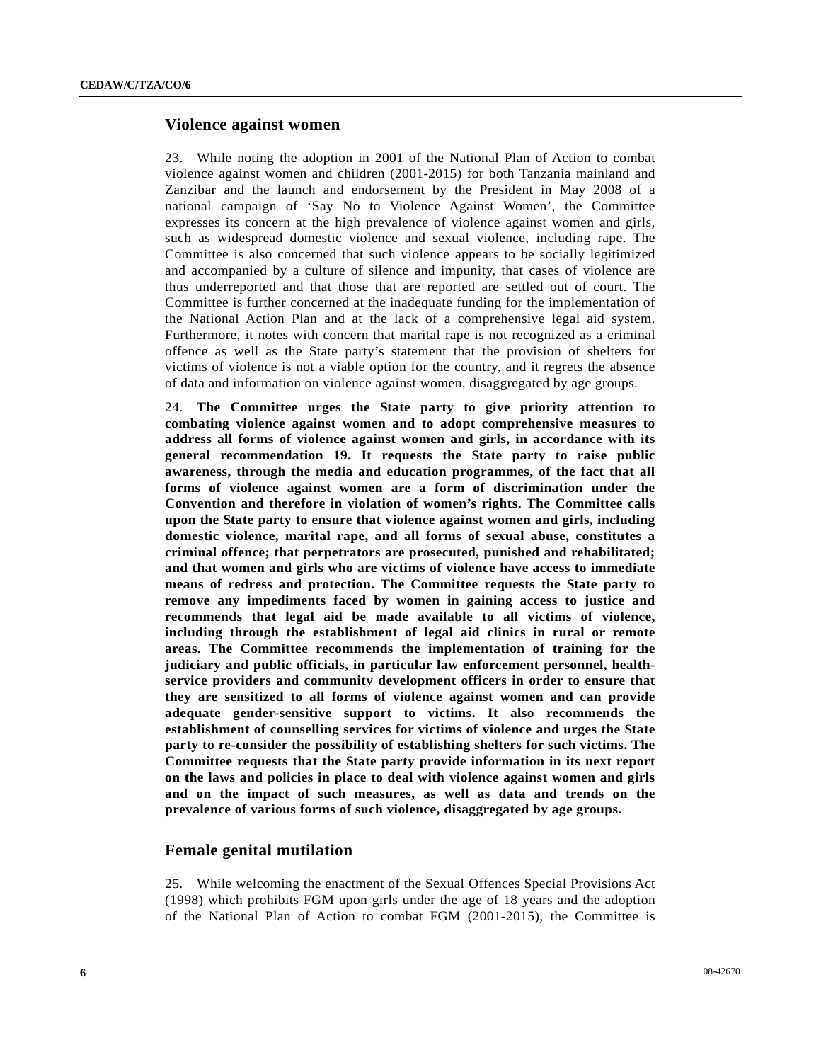## Violence against women

23. While noting the adoption in 2001 of the National Plan of Action to combat violence against women and children (2001-2015) for both Tanzania mainland and Zanzibar and the launch and endorsement by the President in May 2008 of a national campaign of 'Say No to Violence Against Women', the Committee expresses its concern at the high prevalence of violence against women and girls, such as widespread domestic violence and sexual violence, including rape. The Committee is also concerned that such violence appears to be socially legitimized and accompanied by a culture of silence and impunity, that cases of violence are thus underreported and that those that are reported are settled out of court. The Committee is further concerned at the inadequate funding for the implementation of the National Action Plan and at the lack of a comprehensive legal aid system. Furthermore, it notes with concern that marital rape is not recognized as a criminal offence as well as the State party's statement that the provision of shelters for victims of violence is not a viable option for the country, and it regrets the absence of data and information on violence against women, disaggregated by age groups.

24. **The Committee urges the State party to give priority attention to combating violence against women and to adopt comprehensive measures to address all forms of violence against women and girls, in accordance with its general recommendation 19. It requests the State party to raise public awareness, through the media and education programmes, of the fact that all forms of violence against women are a form of discrimination under the Convention and therefore in violation of women's rights. The Committee calls upon the State party to ensure that violence against women and girls, including domestic violence, marital rape, and all forms of sexual abuse, constitutes a criminal offence; that perpetrators are prosecuted, punished and rehabilitated; and that women and girls who are victims of violence have access to immediate means of redress and protection. The Committee requests the State party to remove any impediments faced by women in gaining access to justice and recommends that legal aid be made available to all victims of violence, including through the establishment of legal aid clinics in rural or remote areas. The Committee recommends the implementation of training for the judiciary and public officials, in particular law enforcement personnel, health-service providers and community development officers in order to ensure that they are sensitized to all forms of violence against women and can provide adequate gender-sensitive support to victims. It also recommends the establishment of counselling services for victims of violence and urges the State party to re-consider the possibility of establishing shelters for such victims. The Committee requests that the State party provide information in its next report on the laws and policies in place to deal with violence against women and girls and on the impact of such measures, as well as data and trends on the prevalence of various forms of such violence, disaggregated by age groups.**

## Female genital mutilation

25. While welcoming the enactment of the Sexual Offences Special Provisions Act (1998) which prohibits FGM upon girls under the age of 18 years and the adoption of the National Plan of Action to combat FGM (2001-2015), the Committee is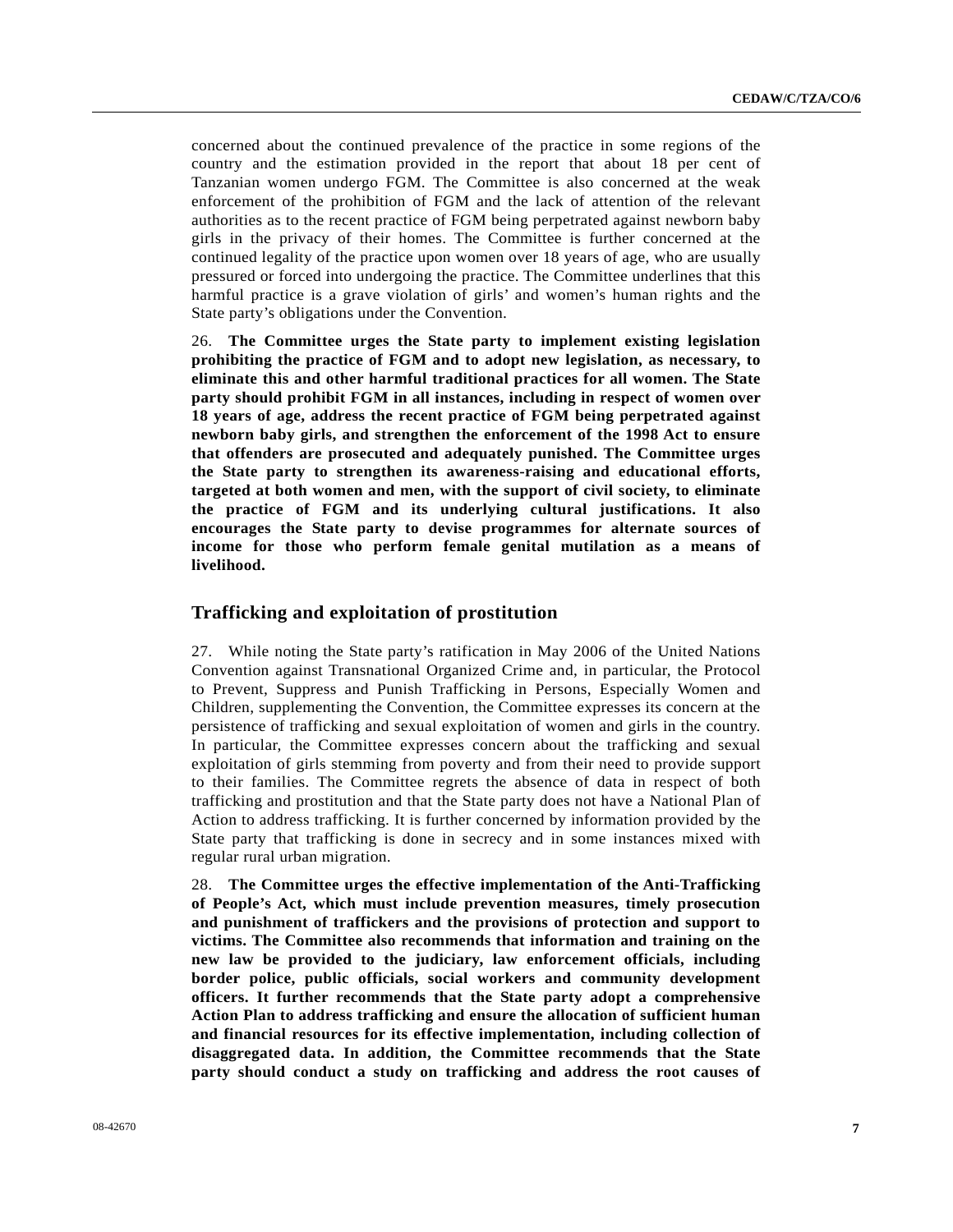concerned about the continued prevalence of the practice in some regions of the country and the estimation provided in the report that about 18 per cent of Tanzanian women undergo FGM. The Committee is also concerned at the weak enforcement of the prohibition of FGM and the lack of attention of the relevant authorities as to the recent practice of FGM being perpetrated against newborn baby girls in the privacy of their homes. The Committee is further concerned at the continued legality of the practice upon women over 18 years of age, who are usually pressured or forced into undergoing the practice. The Committee underlines that this harmful practice is a grave violation of girls' and women's human rights and the State party's obligations under the Convention.

26. **The Committee urges the State party to implement existing legislation prohibiting the practice of FGM and to adopt new legislation, as necessary, to eliminate this and other harmful traditional practices for all women. The State party should prohibit FGM in all instances, including in respect of women over 18 years of age, address the recent practice of FGM being perpetrated against newborn baby girls, and strengthen the enforcement of the 1998 Act to ensure that offenders are prosecuted and adequately punished. The Committee urges the State party to strengthen its awareness-raising and educational efforts, targeted at both women and men, with the support of civil society, to eliminate the practice of FGM and its underlying cultural justifications. It also encourages the State party to devise programmes for alternate sources of income for those who perform female genital mutilation as a means of livelihood.**

## Trafficking and exploitation of prostitution

27. While noting the State party's ratification in May 2006 of the United Nations Convention against Transnational Organized Crime and, in particular, the Protocol to Prevent, Suppress and Punish Trafficking in Persons, Especially Women and Children, supplementing the Convention, the Committee expresses its concern at the persistence of trafficking and sexual exploitation of women and girls in the country. In particular, the Committee expresses concern about the trafficking and sexual exploitation of girls stemming from poverty and from their need to provide support to their families. The Committee regrets the absence of data in respect of both trafficking and prostitution and that the State party does not have a National Plan of Action to address trafficking. It is further concerned by information provided by the State party that trafficking is done in secrecy and in some instances mixed with regular rural urban migration.

28. **The Committee urges the effective implementation of the Anti-Trafficking of People's Act, which must include prevention measures, timely prosecution and punishment of traffickers and the provisions of protection and support to victims. The Committee also recommends that information and training on the new law be provided to the judiciary, law enforcement officials, including border police, public officials, social workers and community development officers. It further recommends that the State party adopt a comprehensive Action Plan to address trafficking and ensure the allocation of sufficient human and financial resources for its effective implementation, including collection of disaggregated data. In addition, the Committee recommends that the State party should conduct a study on trafficking and address the root causes of**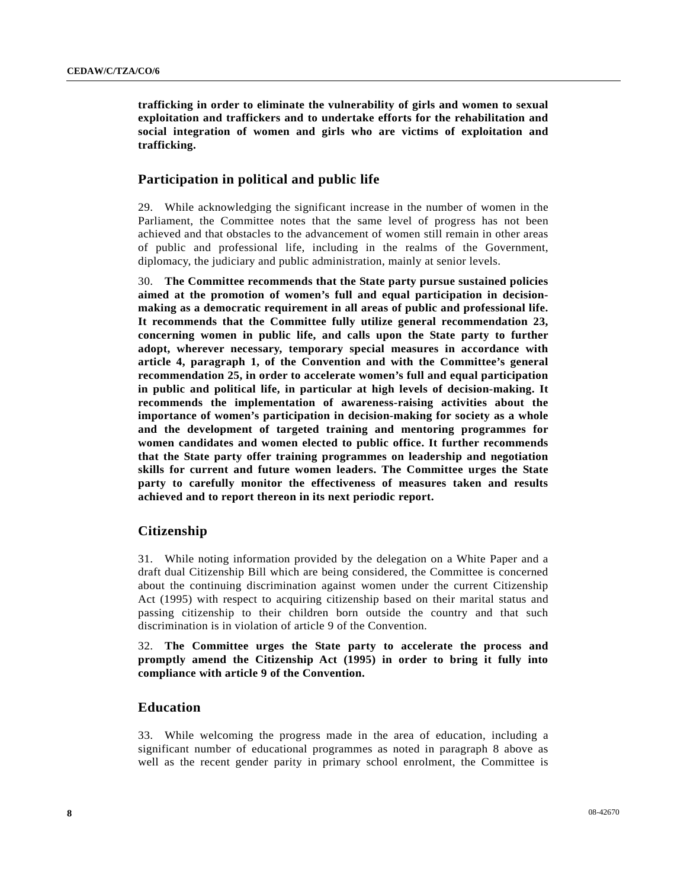**trafficking in order to eliminate the vulnerability of girls and women to sexual exploitation and traffickers and to undertake efforts for the rehabilitation and social integration of women and girls who are victims of exploitation and trafficking.**

## Participation in political and public life

29. While acknowledging the significant increase in the number of women in the Parliament, the Committee notes that the same level of progress has not been achieved and that obstacles to the advancement of women still remain in other areas of public and professional life, including in the realms of the Government, diplomacy, the judiciary and public administration, mainly at senior levels.

30. **The Committee recommends that the State party pursue sustained policies aimed at the promotion of women's full and equal participation in decision-making as a democratic requirement in all areas of public and professional life. It recommends that the Committee fully utilize general recommendation 23, concerning women in public life, and calls upon the State party to further adopt, wherever necessary, temporary special measures in accordance with article 4, paragraph 1, of the Convention and with the Committee's general recommendation 25, in order to accelerate women's full and equal participation in public and political life, in particular at high levels of decision-making. It recommends the implementation of awareness-raising activities about the importance of women's participation in decision-making for society as a whole and the development of targeted training and mentoring programmes for women candidates and women elected to public office. It further recommends that the State party offer training programmes on leadership and negotiation skills for current and future women leaders. The Committee urges the State party to carefully monitor the effectiveness of measures taken and results achieved and to report thereon in its next periodic report.**

## Citizenship

31. While noting information provided by the delegation on a White Paper and a draft dual Citizenship Bill which are being considered, the Committee is concerned about the continuing discrimination against women under the current Citizenship Act (1995) with respect to acquiring citizenship based on their marital status and passing citizenship to their children born outside the country and that such discrimination is in violation of article 9 of the Convention.

32. **The Committee urges the State party to accelerate the process and promptly amend the Citizenship Act (1995) in order to bring it fully into compliance with article 9 of the Convention.**

## Education

33. While welcoming the progress made in the area of education, including a significant number of educational programmes as noted in paragraph 8 above as well as the recent gender parity in primary school enrolment, the Committee is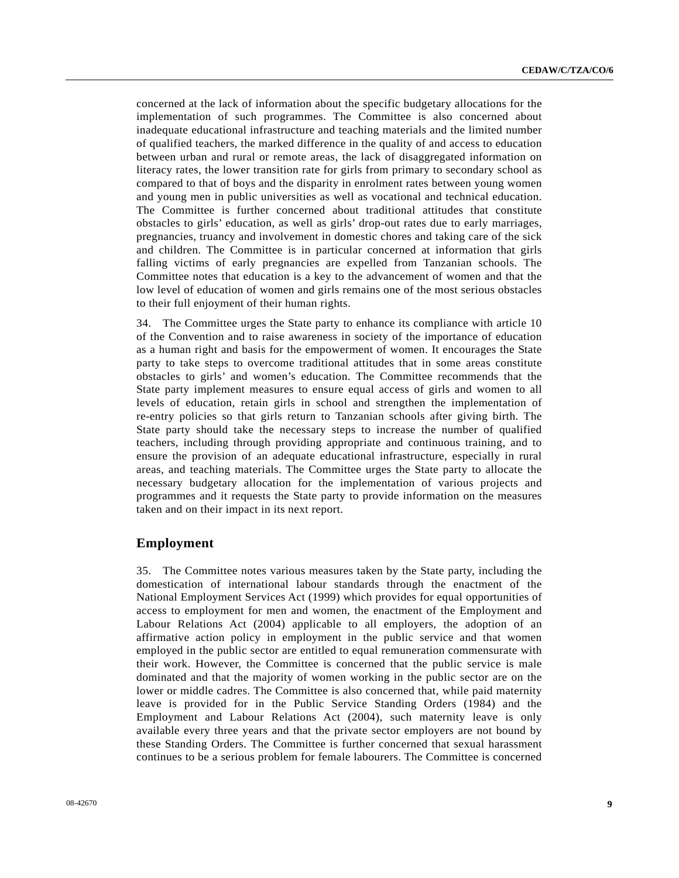concerned at the lack of information about the specific budgetary allocations for the implementation of such programmes. The Committee is also concerned about inadequate educational infrastructure and teaching materials and the limited number of qualified teachers, the marked difference in the quality of and access to education between urban and rural or remote areas, the lack of disaggregated information on literacy rates, the lower transition rate for girls from primary to secondary school as compared to that of boys and the disparity in enrolment rates between young women and young men in public universities as well as vocational and technical education. The Committee is further concerned about traditional attitudes that constitute obstacles to girls' education, as well as girls' drop-out rates due to early marriages, pregnancies, truancy and involvement in domestic chores and taking care of the sick and children. The Committee is in particular concerned at information that girls falling victims of early pregnancies are expelled from Tanzanian schools. The Committee notes that education is a key to the advancement of women and that the low level of education of women and girls remains one of the most serious obstacles to their full enjoyment of their human rights.

34. The Committee urges the State party to enhance its compliance with article 10 of the Convention and to raise awareness in society of the importance of education as a human right and basis for the empowerment of women. It encourages the State party to take steps to overcome traditional attitudes that in some areas constitute obstacles to girls' and women's education. The Committee recommends that the State party implement measures to ensure equal access of girls and women to all levels of education, retain girls in school and strengthen the implementation of re-entry policies so that girls return to Tanzanian schools after giving birth. The State party should take the necessary steps to increase the number of qualified teachers, including through providing appropriate and continuous training, and to ensure the provision of an adequate educational infrastructure, especially in rural areas, and teaching materials. The Committee urges the State party to allocate the necessary budgetary allocation for the implementation of various projects and programmes and it requests the State party to provide information on the measures taken and on their impact in its next report.

## Employment

35. The Committee notes various measures taken by the State party, including the domestication of international labour standards through the enactment of the National Employment Services Act (1999) which provides for equal opportunities of access to employment for men and women, the enactment of the Employment and Labour Relations Act (2004) applicable to all employers, the adoption of an affirmative action policy in employment in the public service and that women employed in the public sector are entitled to equal remuneration commensurate with their work. However, the Committee is concerned that the public service is male dominated and that the majority of women working in the public sector are on the lower or middle cadres. The Committee is also concerned that, while paid maternity leave is provided for in the Public Service Standing Orders (1984) and the Employment and Labour Relations Act (2004), such maternity leave is only available every three years and that the private sector employers are not bound by these Standing Orders. The Committee is further concerned that sexual harassment continues to be a serious problem for female labourers. The Committee is concerned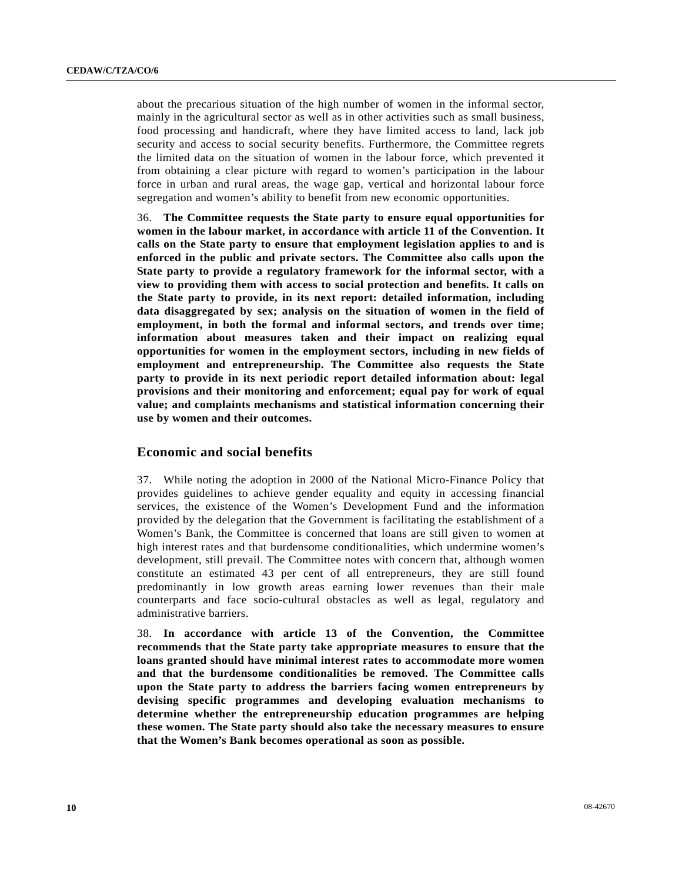about the precarious situation of the high number of women in the informal sector, mainly in the agricultural sector as well as in other activities such as small business, food processing and handicraft, where they have limited access to land, lack job security and access to social security benefits. Furthermore, the Committee regrets the limited data on the situation of women in the labour force, which prevented it from obtaining a clear picture with regard to women's participation in the labour force in urban and rural areas, the wage gap, vertical and horizontal labour force segregation and women's ability to benefit from new economic opportunities.

36. **The Committee requests the State party to ensure equal opportunities for women in the labour market, in accordance with article 11 of the Convention. It calls on the State party to ensure that employment legislation applies to and is enforced in the public and private sectors. The Committee also calls upon the State party to provide a regulatory framework for the informal sector, with a view to providing them with access to social protection and benefits. It calls on the State party to provide, in its next report: detailed information, including data disaggregated by sex; analysis on the situation of women in the field of employment, in both the formal and informal sectors, and trends over time; information about measures taken and their impact on realizing equal opportunities for women in the employment sectors, including in new fields of employment and entrepreneurship. The Committee also requests the State party to provide in its next periodic report detailed information about: legal provisions and their monitoring and enforcement; equal pay for work of equal value; and complaints mechanisms and statistical information concerning their use by women and their outcomes.**

## Economic and social benefits

37. While noting the adoption in 2000 of the National Micro-Finance Policy that provides guidelines to achieve gender equality and equity in accessing financial services, the existence of the Women's Development Fund and the information provided by the delegation that the Government is facilitating the establishment of a Women's Bank, the Committee is concerned that loans are still given to women at high interest rates and that burdensome conditionalities, which undermine women's development, still prevail. The Committee notes with concern that, although women constitute an estimated 43 per cent of all entrepreneurs, they are still found predominantly in low growth areas earning lower revenues than their male counterparts and face socio-cultural obstacles as well as legal, regulatory and administrative barriers.

38. **In accordance with article 13 of the Convention, the Committee recommends that the State party take appropriate measures to ensure that the loans granted should have minimal interest rates to accommodate more women and that the burdensome conditionalities be removed. The Committee calls upon the State party to address the barriers facing women entrepreneurs by devising specific programmes and developing evaluation mechanisms to determine whether the entrepreneurship education programmes are helping these women. The State party should also take the necessary measures to ensure that the Women's Bank becomes operational as soon as possible.**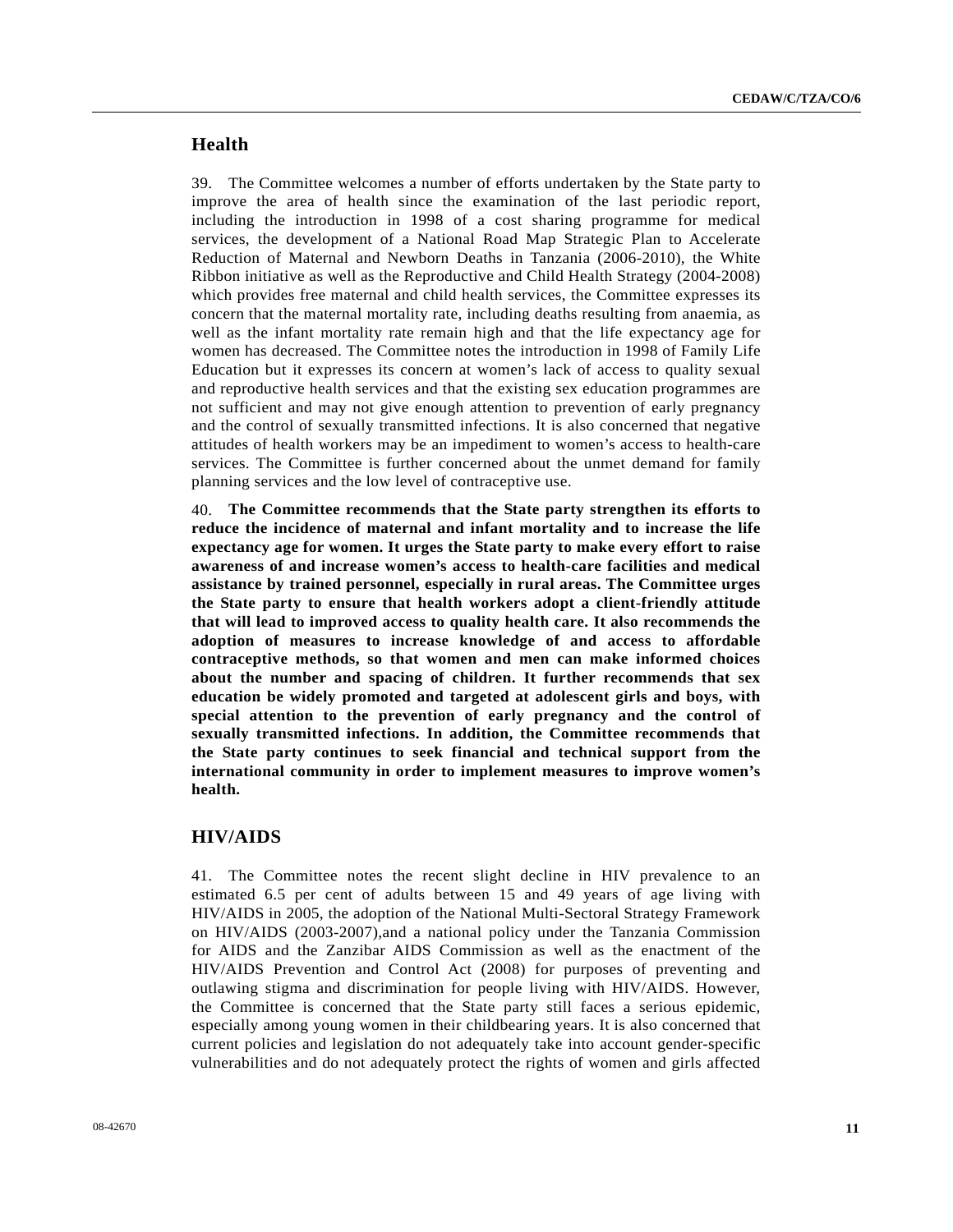## Health

39. The Committee welcomes a number of efforts undertaken by the State party to improve the area of health since the examination of the last periodic report, including the introduction in 1998 of a cost sharing programme for medical services, the development of a National Road Map Strategic Plan to Accelerate Reduction of Maternal and Newborn Deaths in Tanzania (2006-2010), the White Ribbon initiative as well as the Reproductive and Child Health Strategy (2004-2008) which provides free maternal and child health services, the Committee expresses its concern that the maternal mortality rate, including deaths resulting from anaemia, as well as the infant mortality rate remain high and that the life expectancy age for women has decreased. The Committee notes the introduction in 1998 of Family Life Education but it expresses its concern at women's lack of access to quality sexual and reproductive health services and that the existing sex education programmes are not sufficient and may not give enough attention to prevention of early pregnancy and the control of sexually transmitted infections. It is also concerned that negative attitudes of health workers may be an impediment to women's access to health-care services. The Committee is further concerned about the unmet demand for family planning services and the low level of contraceptive use.

40. **The Committee recommends that the State party strengthen its efforts to reduce the incidence of maternal and infant mortality and to increase the life expectancy age for women. It urges the State party to make every effort to raise awareness of and increase women's access to health-care facilities and medical assistance by trained personnel, especially in rural areas. The Committee urges the State party to ensure that health workers adopt a client-friendly attitude that will lead to improved access to quality health care. It also recommends the adoption of measures to increase knowledge of and access to affordable contraceptive methods, so that women and men can make informed choices about the number and spacing of children. It further recommends that sex education be widely promoted and targeted at adolescent girls and boys, with special attention to the prevention of early pregnancy and the control of sexually transmitted infections. In addition, the Committee recommends that the State party continues to seek financial and technical support from the international community in order to implement measures to improve women's health.**

## HIV/AIDS

41. The Committee notes the recent slight decline in HIV prevalence to an estimated 6.5 per cent of adults between 15 and 49 years of age living with HIV/AIDS in 2005, the adoption of the National Multi-Sectoral Strategy Framework on HIV/AIDS (2003-2007),and a national policy under the Tanzania Commission for AIDS and the Zanzibar AIDS Commission as well as the enactment of the HIV/AIDS Prevention and Control Act (2008) for purposes of preventing and outlawing stigma and discrimination for people living with HIV/AIDS. However, the Committee is concerned that the State party still faces a serious epidemic, especially among young women in their childbearing years. It is also concerned that current policies and legislation do not adequately take into account gender-specific vulnerabilities and do not adequately protect the rights of women and girls affected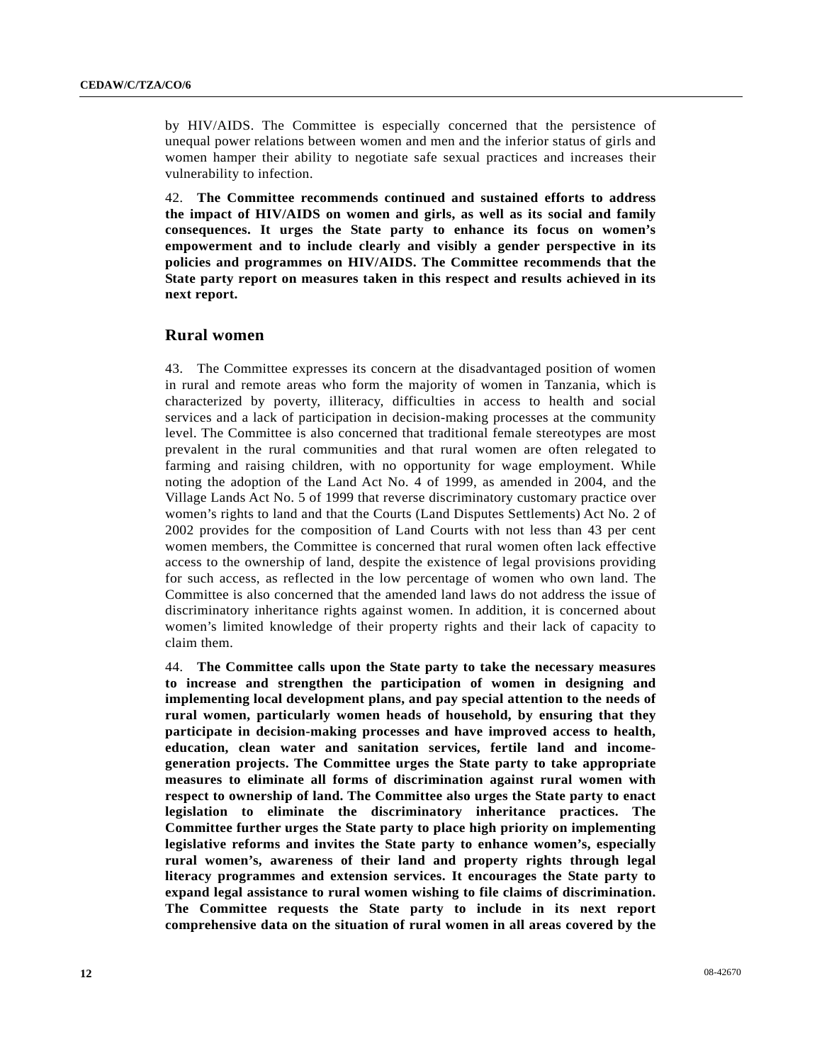by HIV/AIDS. The Committee is especially concerned that the persistence of unequal power relations between women and men and the inferior status of girls and women hamper their ability to negotiate safe sexual practices and increases their vulnerability to infection.

42. **The Committee recommends continued and sustained efforts to address the impact of HIV/AIDS on women and girls, as well as its social and family consequences. It urges the State party to enhance its focus on women's empowerment and to include clearly and visibly a gender perspective in its policies and programmes on HIV/AIDS. The Committee recommends that the State party report on measures taken in this respect and results achieved in its next report.**

## Rural women

43. The Committee expresses its concern at the disadvantaged position of women in rural and remote areas who form the majority of women in Tanzania, which is characterized by poverty, illiteracy, difficulties in access to health and social services and a lack of participation in decision-making processes at the community level. The Committee is also concerned that traditional female stereotypes are most prevalent in the rural communities and that rural women are often relegated to farming and raising children, with no opportunity for wage employment. While noting the adoption of the Land Act No. 4 of 1999, as amended in 2004, and the Village Lands Act No. 5 of 1999 that reverse discriminatory customary practice over women's rights to land and that the Courts (Land Disputes Settlements) Act No. 2 of 2002 provides for the composition of Land Courts with not less than 43 per cent women members, the Committee is concerned that rural women often lack effective access to the ownership of land, despite the existence of legal provisions providing for such access, as reflected in the low percentage of women who own land. The Committee is also concerned that the amended land laws do not address the issue of discriminatory inheritance rights against women. In addition, it is concerned about women's limited knowledge of their property rights and their lack of capacity to claim them.

44. **The Committee calls upon the State party to take the necessary measures to increase and strengthen the participation of women in designing and implementing local development plans, and pay special attention to the needs of rural women, particularly women heads of household, by ensuring that they participate in decision-making processes and have improved access to health, education, clean water and sanitation services, fertile land and income-generation projects. The Committee urges the State party to take appropriate measures to eliminate all forms of discrimination against rural women with respect to ownership of land. The Committee also urges the State party to enact legislation to eliminate the discriminatory inheritance practices. The Committee further urges the State party to place high priority on implementing legislative reforms and invites the State party to enhance women's, especially rural women's, awareness of their land and property rights through legal literacy programmes and extension services. It encourages the State party to expand legal assistance to rural women wishing to file claims of discrimination. The Committee requests the State party to include in its next report comprehensive data on the situation of rural women in all areas covered by the**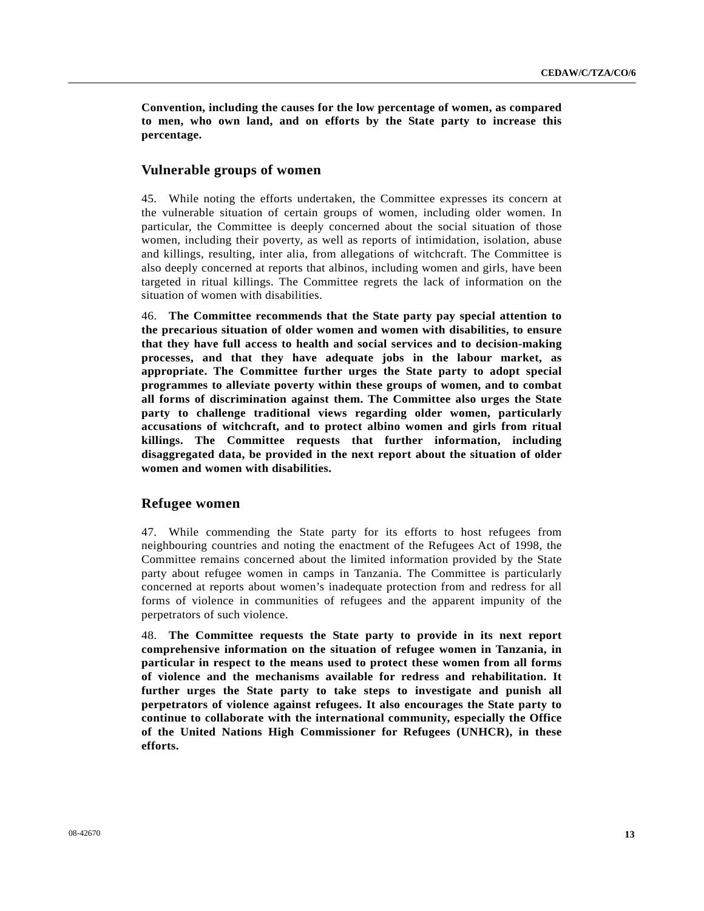**Convention, including the causes for the low percentage of women, as compared to men, who own land, and on efforts by the State party to increase this percentage.**

## Vulnerable groups of women

45. While noting the efforts undertaken, the Committee expresses its concern at the vulnerable situation of certain groups of women, including older women. In particular, the Committee is deeply concerned about the social situation of those women, including their poverty, as well as reports of intimidation, isolation, abuse and killings, resulting, inter alia, from allegations of witchcraft. The Committee is also deeply concerned at reports that albinos, including women and girls, have been targeted in ritual killings. The Committee regrets the lack of information on the situation of women with disabilities.

46. **The Committee recommends that the State party pay special attention to the precarious situation of older women and women with disabilities, to ensure that they have full access to health and social services and to decision-making processes, and that they have adequate jobs in the labour market, as appropriate. The Committee further urges the State party to adopt special programmes to alleviate poverty within these groups of women, and to combat all forms of discrimination against them. The Committee also urges the State party to challenge traditional views regarding older women, particularly accusations of witchcraft, and to protect albino women and girls from ritual killings. The Committee requests that further information, including disaggregated data, be provided in the next report about the situation of older women and women with disabilities.**

## Refugee women

47. While commending the State party for its efforts to host refugees from neighbouring countries and noting the enactment of the Refugees Act of 1998, the Committee remains concerned about the limited information provided by the State party about refugee women in camps in Tanzania. The Committee is particularly concerned at reports about women's inadequate protection from and redress for all forms of violence in communities of refugees and the apparent impunity of the perpetrators of such violence.

48. **The Committee requests the State party to provide in its next report comprehensive information on the situation of refugee women in Tanzania, in particular in respect to the means used to protect these women from all forms of violence and the mechanisms available for redress and rehabilitation. It further urges the State party to take steps to investigate and punish all perpetrators of violence against refugees. It also encourages the State party to continue to collaborate with the international community, especially the Office of the United Nations High Commissioner for Refugees (UNHCR), in these efforts.**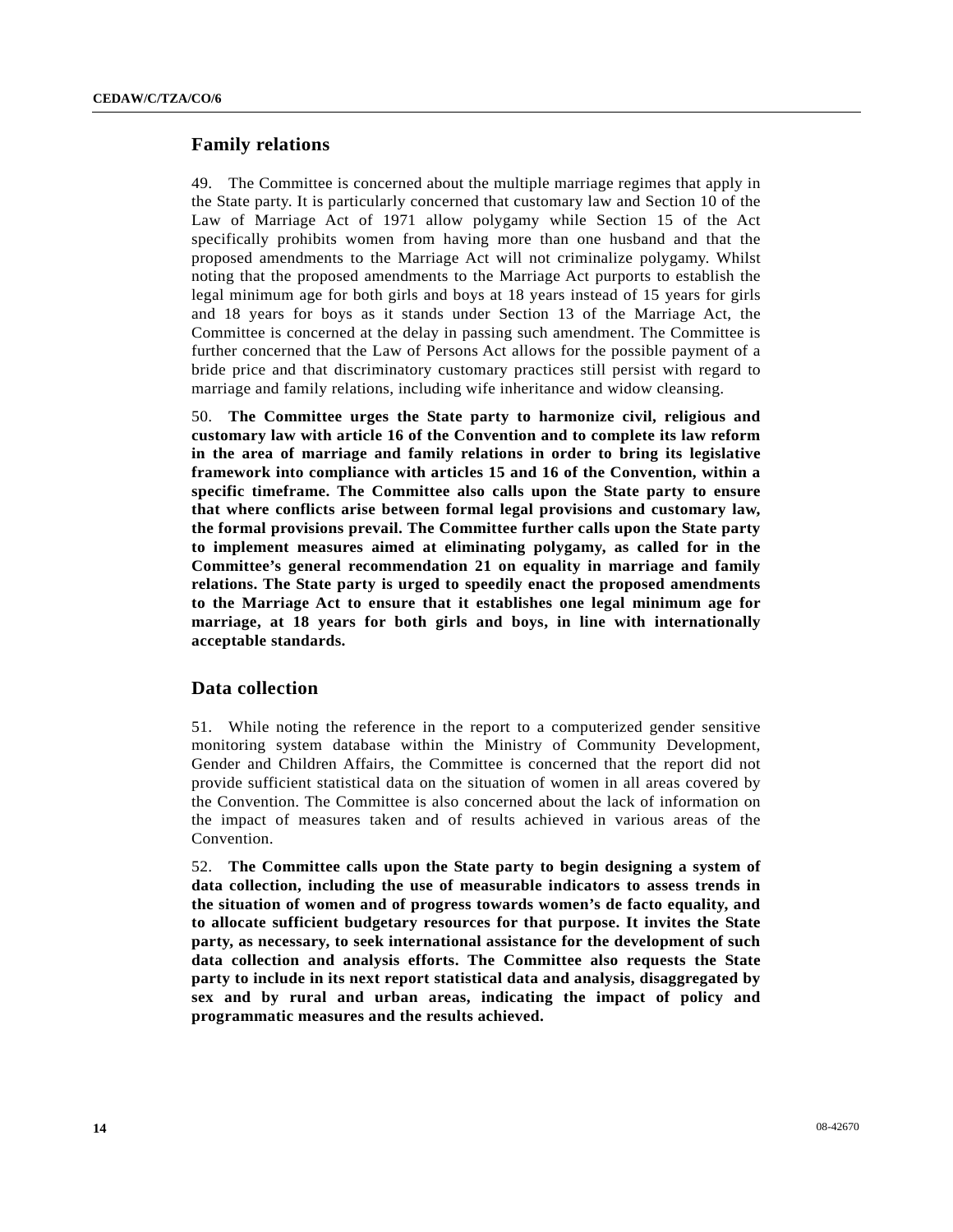## Family relations

49. The Committee is concerned about the multiple marriage regimes that apply in the State party. It is particularly concerned that customary law and Section 10 of the Law of Marriage Act of 1971 allow polygamy while Section 15 of the Act specifically prohibits women from having more than one husband and that the proposed amendments to the Marriage Act will not criminalize polygamy. Whilst noting that the proposed amendments to the Marriage Act purports to establish the legal minimum age for both girls and boys at 18 years instead of 15 years for girls and 18 years for boys as it stands under Section 13 of the Marriage Act, the Committee is concerned at the delay in passing such amendment. The Committee is further concerned that the Law of Persons Act allows for the possible payment of a bride price and that discriminatory customary practices still persist with regard to marriage and family relations, including wife inheritance and widow cleansing.

50. **The Committee urges the State party to harmonize civil, religious and customary law with article 16 of the Convention and to complete its law reform in the area of marriage and family relations in order to bring its legislative framework into compliance with articles 15 and 16 of the Convention, within a specific timeframe. The Committee also calls upon the State party to ensure that where conflicts arise between formal legal provisions and customary law, the formal provisions prevail. The Committee further calls upon the State party to implement measures aimed at eliminating polygamy, as called for in the Committee's general recommendation 21 on equality in marriage and family relations. The State party is urged to speedily enact the proposed amendments to the Marriage Act to ensure that it establishes one legal minimum age for marriage, at 18 years for both girls and boys, in line with internationally acceptable standards.**

## Data collection

51. While noting the reference in the report to a computerized gender sensitive monitoring system database within the Ministry of Community Development, Gender and Children Affairs, the Committee is concerned that the report did not provide sufficient statistical data on the situation of women in all areas covered by the Convention. The Committee is also concerned about the lack of information on the impact of measures taken and of results achieved in various areas of the Convention.

52. **The Committee calls upon the State party to begin designing a system of data collection, including the use of measurable indicators to assess trends in the situation of women and of progress towards women's de facto equality, and to allocate sufficient budgetary resources for that purpose. It invites the State party, as necessary, to seek international assistance for the development of such data collection and analysis efforts. The Committee also requests the State party to include in its next report statistical data and analysis, disaggregated by sex and by rural and urban areas, indicating the impact of policy and programmatic measures and the results achieved.**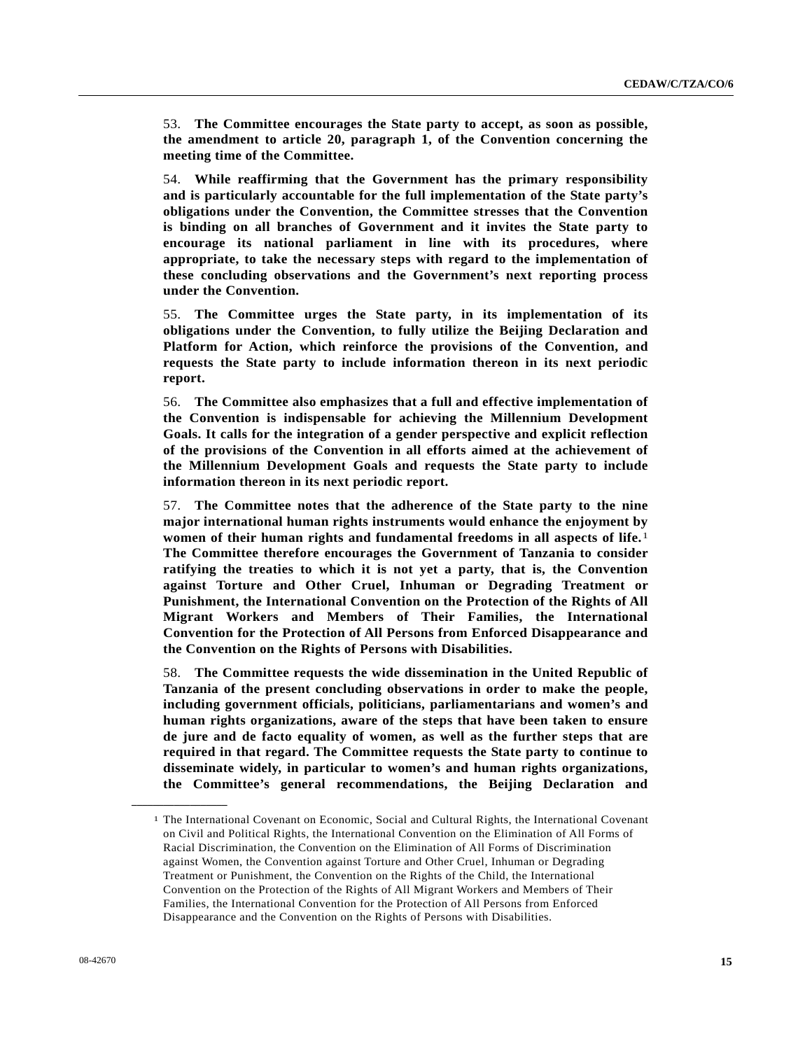53. **The Committee encourages the State party to accept, as soon as possible, the amendment to article 20, paragraph 1, of the Convention concerning the meeting time of the Committee.**

54. **While reaffirming that the Government has the primary responsibility and is particularly accountable for the full implementation of the State party's obligations under the Convention, the Committee stresses that the Convention is binding on all branches of Government and it invites the State party to encourage its national parliament in line with its procedures, where appropriate, to take the necessary steps with regard to the implementation of these concluding observations and the Government's next reporting process under the Convention.**

55. **The Committee urges the State party, in its implementation of its obligations under the Convention, to fully utilize the Beijing Declaration and Platform for Action, which reinforce the provisions of the Convention, and requests the State party to include information thereon in its next periodic report.**

56. **The Committee also emphasizes that a full and effective implementation of the Convention is indispensable for achieving the Millennium Development Goals. It calls for the integration of a gender perspective and explicit reflection of the provisions of the Convention in all efforts aimed at the achievement of the Millennium Development Goals and requests the State party to include information thereon in its next periodic report.**

57. **The Committee notes that the adherence of the State party to the nine major international human rights instruments would enhance the enjoyment by women of their human rights and fundamental freedoms in all aspects of life.**[1] **The Committee therefore encourages the Government of Tanzania to consider ratifying the treaties to which it is not yet a party, that is, the Convention against Torture and Other Cruel, Inhuman or Degrading Treatment or Punishment, the International Convention on the Protection of the Rights of All Migrant Workers and Members of Their Families, the International Convention for the Protection of All Persons from Enforced Disappearance and the Convention on the Rights of Persons with Disabilities.**

58. **The Committee requests the wide dissemination in the United Republic of Tanzania of the present concluding observations in order to make the people, including government officials, politicians, parliamentarians and women's and human rights organizations, aware of the steps that have been taken to ensure de jure and de facto equality of women, as well as the further steps that are required in that regard. The Committee requests the State party to continue to disseminate widely, in particular to women's and human rights organizations, the Committee's general recommendations, the Beijing Declaration and**

---

[1] The International Covenant on Economic, Social and Cultural Rights, the International Covenant on Civil and Political Rights, the International Convention on the Elimination of All Forms of Racial Discrimination, the Convention on the Elimination of All Forms of Discrimination against Women, the Convention against Torture and Other Cruel, Inhuman or Degrading Treatment or Punishment, the Convention on the Rights of the Child, the International Convention on the Protection of the Rights of All Migrant Workers and Members of Their Families, the International Convention for the Protection of All Persons from Enforced Disappearance and the Convention on the Rights of Persons with Disabilities.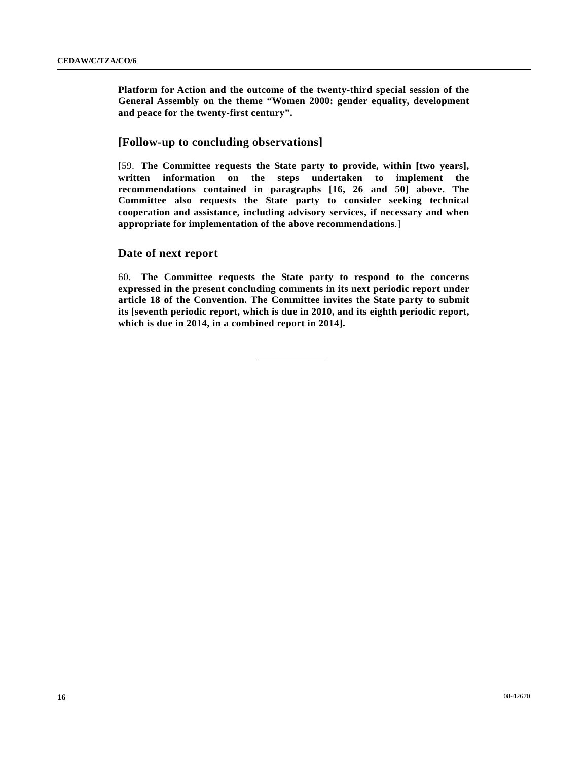**Platform for Action and the outcome of the twenty-third special session of the General Assembly on the theme "Women 2000: gender equality, development and peace for the twenty-first century".**

## [Follow-up to concluding observations]

[59. **The Committee requests the State party to provide, within [two years], written information on the steps undertaken to implement the recommendations contained in paragraphs [16, 26 and 50] above. The Committee also requests the State party to consider seeking technical cooperation and assistance, including advisory services, if necessary and when appropriate for implementation of the above recommendations**.]

## Date of next report

60. **The Committee requests the State party to respond to the concerns expressed in the present concluding comments in its next periodic report under article 18 of the Convention. The Committee invites the State party to submit its [seventh periodic report, which is due in 2010, and its eighth periodic report, which is due in 2014, in a combined report in 2014].**